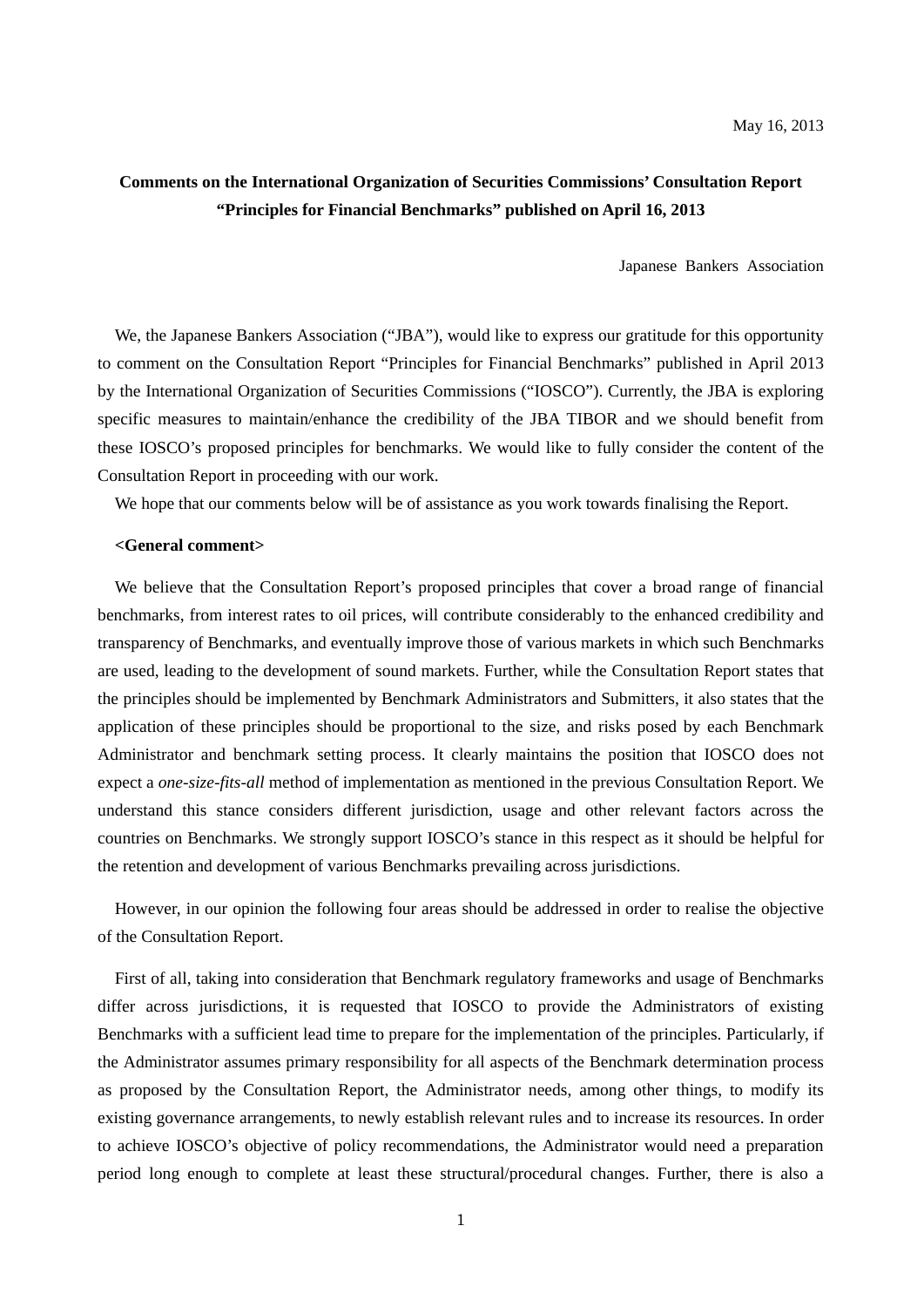May 16, 2013

**Comments on the International Organization of Securities Commissions' Consultation Report "Principles for Financial Benchmarks" published on April 16, 2013**

Japanese Bankers Association

We, the Japanese Bankers Association ("JBA"), would like to express our gratitude for this opportunity to comment on the Consultation Report "Principles for Financial Benchmarks" published in April 2013 by the International Organization of Securities Commissions ("IOSCO"). Currently, the JBA is exploring specific measures to maintain/enhance the credibility of the JBA TIBOR and we should benefit from these IOSCO's proposed principles for benchmarks. We would like to fully consider the content of the Consultation Report in proceeding with our work.

We hope that our comments below will be of assistance as you work towards finalising the Report.

**<General comment>**

We believe that the Consultation Report's proposed principles that cover a broad range of financial benchmarks, from interest rates to oil prices, will contribute considerably to the enhanced credibility and transparency of Benchmarks, and eventually improve those of various markets in which such Benchmarks are used, leading to the development of sound markets. Further, while the Consultation Report states that the principles should be implemented by Benchmark Administrators and Submitters, it also states that the application of these principles should be proportional to the size, and risks posed by each Benchmark Administrator and benchmark setting process. It clearly maintains the position that IOSCO does not expect a *one-size-fits-all* method of implementation as mentioned in the previous Consultation Report. We understand this stance considers different jurisdiction, usage and other relevant factors across the countries on Benchmarks. We strongly support IOSCO's stance in this respect as it should be helpful for the retention and development of various Benchmarks prevailing across jurisdictions.

However, in our opinion the following four areas should be addressed in order to realise the objective of the Consultation Report.

First of all, taking into consideration that Benchmark regulatory frameworks and usage of Benchmarks differ across jurisdictions, it is requested that IOSCO to provide the Administrators of existing Benchmarks with a sufficient lead time to prepare for the implementation of the principles. Particularly, if the Administrator assumes primary responsibility for all aspects of the Benchmark determination process as proposed by the Consultation Report, the Administrator needs, among other things, to modify its existing governance arrangements, to newly establish relevant rules and to increase its resources. In order to achieve IOSCO's objective of policy recommendations, the Administrator would need a preparation period long enough to complete at least these structural/procedural changes. Further, there is also a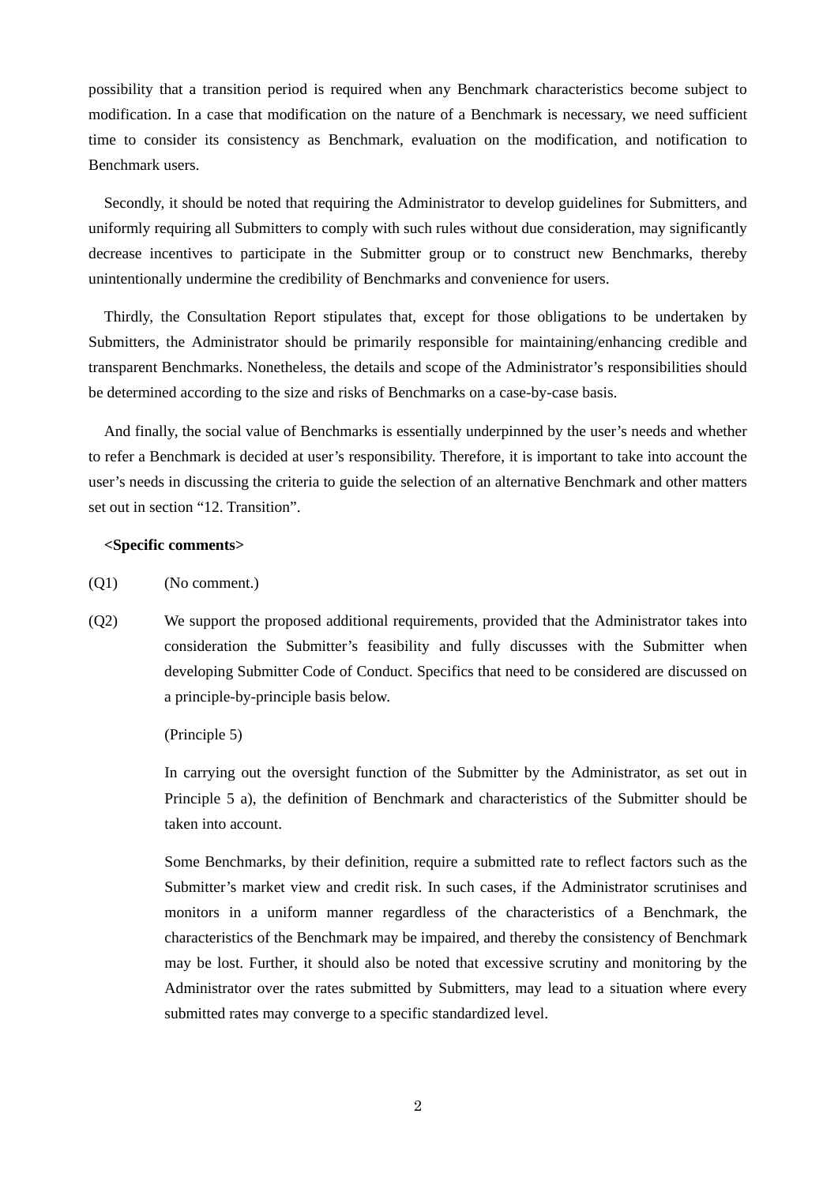possibility that a transition period is required when any Benchmark characteristics become subject to modification. In a case that modification on the nature of a Benchmark is necessary, we need sufficient time to consider its consistency as Benchmark, evaluation on the modification, and notification to Benchmark users.

Secondly, it should be noted that requiring the Administrator to develop guidelines for Submitters, and uniformly requiring all Submitters to comply with such rules without due consideration, may significantly decrease incentives to participate in the Submitter group or to construct new Benchmarks, thereby unintentionally undermine the credibility of Benchmarks and convenience for users.

Thirdly, the Consultation Report stipulates that, except for those obligations to be undertaken by Submitters, the Administrator should be primarily responsible for maintaining/enhancing credible and transparent Benchmarks. Nonetheless, the details and scope of the Administrator's responsibilities should be determined according to the size and risks of Benchmarks on a case-by-case basis.

And finally, the social value of Benchmarks is essentially underpinned by the user's needs and whether to refer a Benchmark is decided at user's responsibility. Therefore, it is important to take into account the user's needs in discussing the criteria to guide the selection of an alternative Benchmark and other matters set out in section "12. Transition".

**<Specific comments>**

(Q1) (No comment.)

(Q2) We support the proposed additional requirements, provided that the Administrator takes into consideration the Submitter's feasibility and fully discusses with the Submitter when developing Submitter Code of Conduct. Specifics that need to be considered are discussed on a principle-by-principle basis below.

(Principle 5)

In carrying out the oversight function of the Submitter by the Administrator, as set out in Principle 5 a), the definition of Benchmark and characteristics of the Submitter should be taken into account.

Some Benchmarks, by their definition, require a submitted rate to reflect factors such as the Submitter's market view and credit risk. In such cases, if the Administrator scrutinises and monitors in a uniform manner regardless of the characteristics of a Benchmark, the characteristics of the Benchmark may be impaired, and thereby the consistency of Benchmark may be lost. Further, it should also be noted that excessive scrutiny and monitoring by the Administrator over the rates submitted by Submitters, may lead to a situation where every submitted rates may converge to a specific standardized level.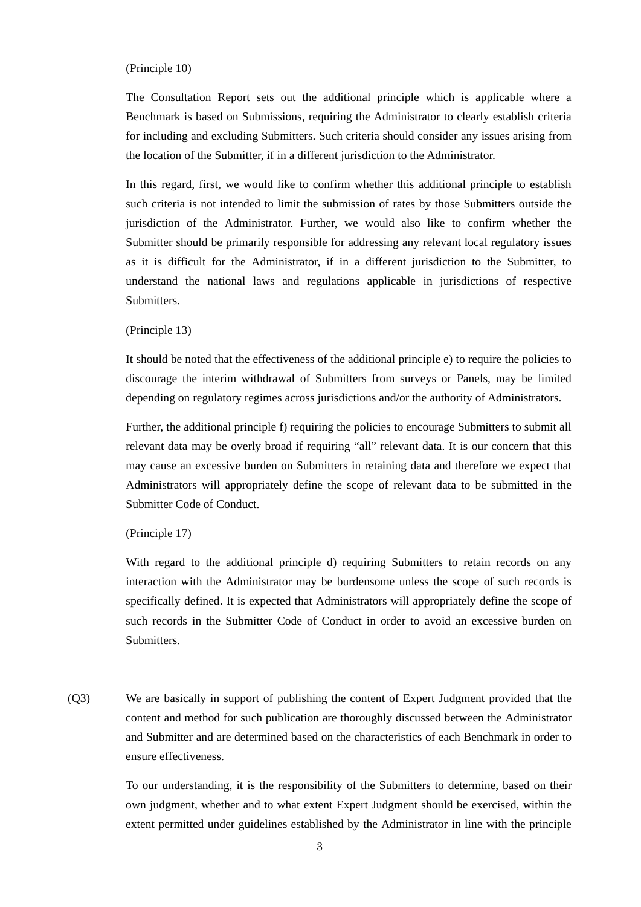(Principle 10)

The Consultation Report sets out the additional principle which is applicable where a Benchmark is based on Submissions, requiring the Administrator to clearly establish criteria for including and excluding Submitters. Such criteria should consider any issues arising from the location of the Submitter, if in a different jurisdiction to the Administrator.

In this regard, first, we would like to confirm whether this additional principle to establish such criteria is not intended to limit the submission of rates by those Submitters outside the jurisdiction of the Administrator. Further, we would also like to confirm whether the Submitter should be primarily responsible for addressing any relevant local regulatory issues as it is difficult for the Administrator, if in a different jurisdiction to the Submitter, to understand the national laws and regulations applicable in jurisdictions of respective Submitters.

(Principle 13)

It should be noted that the effectiveness of the additional principle e) to require the policies to discourage the interim withdrawal of Submitters from surveys or Panels, may be limited depending on regulatory regimes across jurisdictions and/or the authority of Administrators.

Further, the additional principle f) requiring the policies to encourage Submitters to submit all relevant data may be overly broad if requiring "all" relevant data. It is our concern that this may cause an excessive burden on Submitters in retaining data and therefore we expect that Administrators will appropriately define the scope of relevant data to be submitted in the Submitter Code of Conduct.

(Principle 17)

With regard to the additional principle d) requiring Submitters to retain records on any interaction with the Administrator may be burdensome unless the scope of such records is specifically defined. It is expected that Administrators will appropriately define the scope of such records in the Submitter Code of Conduct in order to avoid an excessive burden on Submitters.

(Q3) We are basically in support of publishing the content of Expert Judgment provided that the content and method for such publication are thoroughly discussed between the Administrator and Submitter and are determined based on the characteristics of each Benchmark in order to ensure effectiveness.

To our understanding, it is the responsibility of the Submitters to determine, based on their own judgment, whether and to what extent Expert Judgment should be exercised, within the extent permitted under guidelines established by the Administrator in line with the principle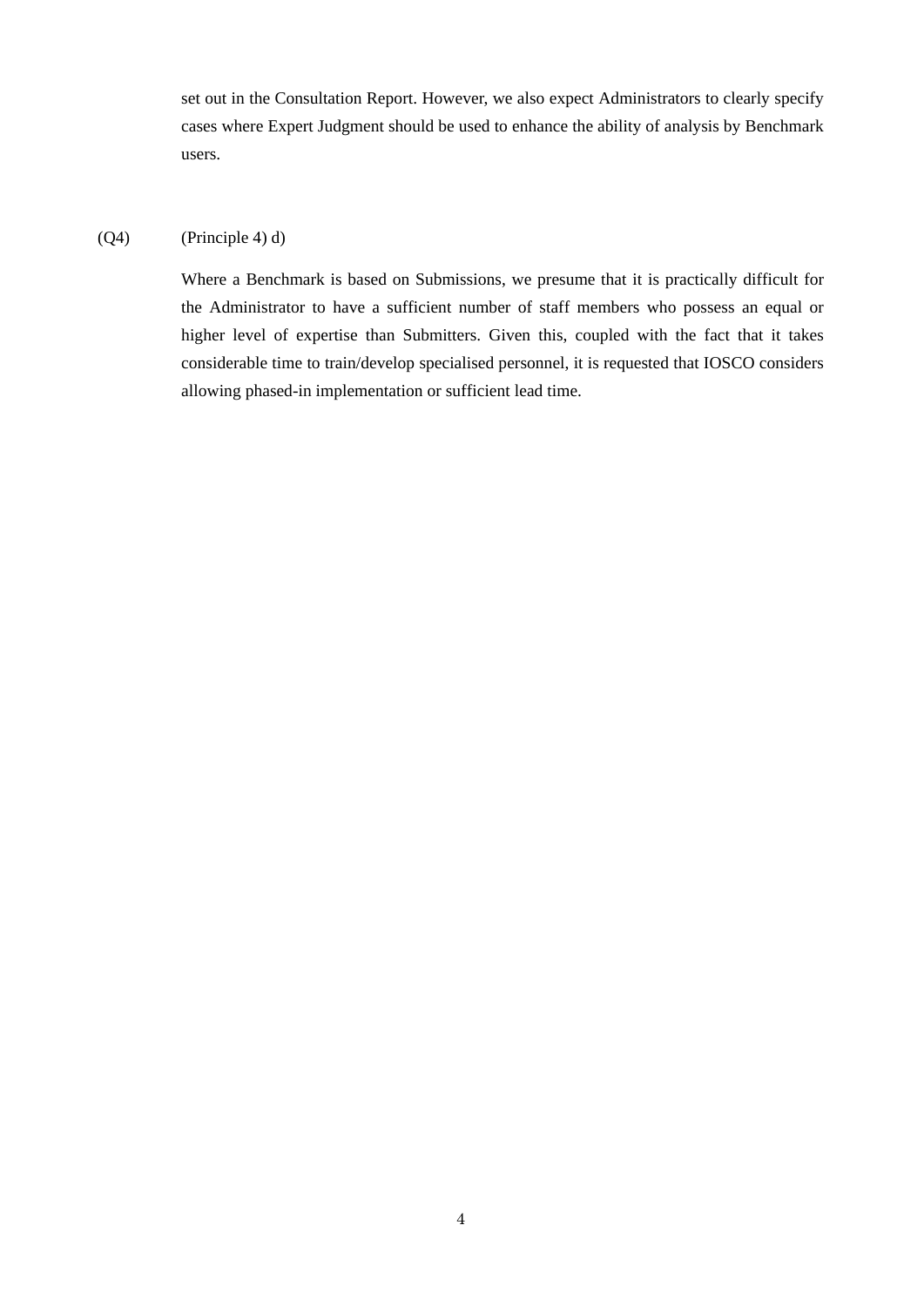set out in the Consultation Report. However, we also expect Administrators to clearly specify cases where Expert Judgment should be used to enhance the ability of analysis by Benchmark users.

(Q4) (Principle 4) d)

Where a Benchmark is based on Submissions, we presume that it is practically difficult for the Administrator to have a sufficient number of staff members who possess an equal or higher level of expertise than Submitters. Given this, coupled with the fact that it takes considerable time to train/develop specialised personnel, it is requested that IOSCO considers allowing phased-in implementation or sufficient lead time.